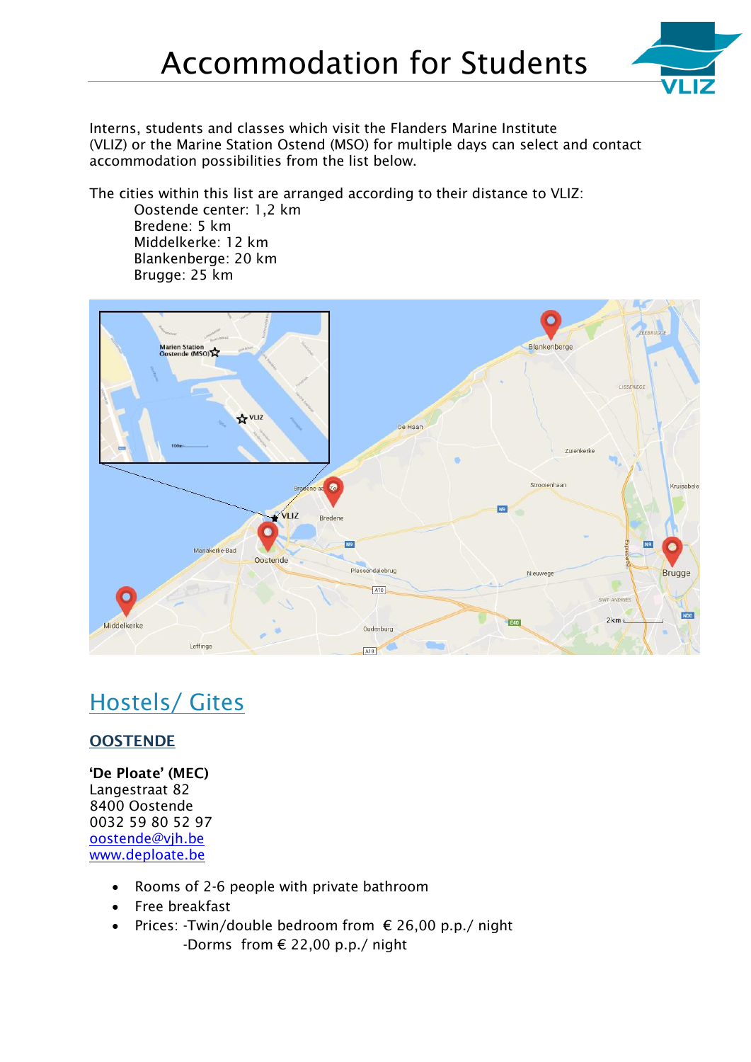# Accommodation for Students

Interns, students and classes which visit the Flanders Marine Institute (VLIZ) or the Marine Station Ostend (MSO) for multiple days can select and contact accommodation possibilities from the list below.

The cities within this list are arranged according to their distance to VLIZ:

- Oostende center: 1,2 km
- Bredene: 5 km
- Middelkerke: 12 km
- Blankenberge: 20 km
- Brugge: 25 km

## Hostels/ Gites

### OOSTENDE

**'De Ploate' (MEC)**
Langestraat 82
8400 Oostende
0032 59 80 52 97
oostende@vjh.be
www.deploate.be

- Rooms of 2-6 people with private bathroom
- Free breakfast
- Prices: -Twin/double bedroom from € 26,00 p.p./ night
  -Dorms from € 22,00 p.p./ night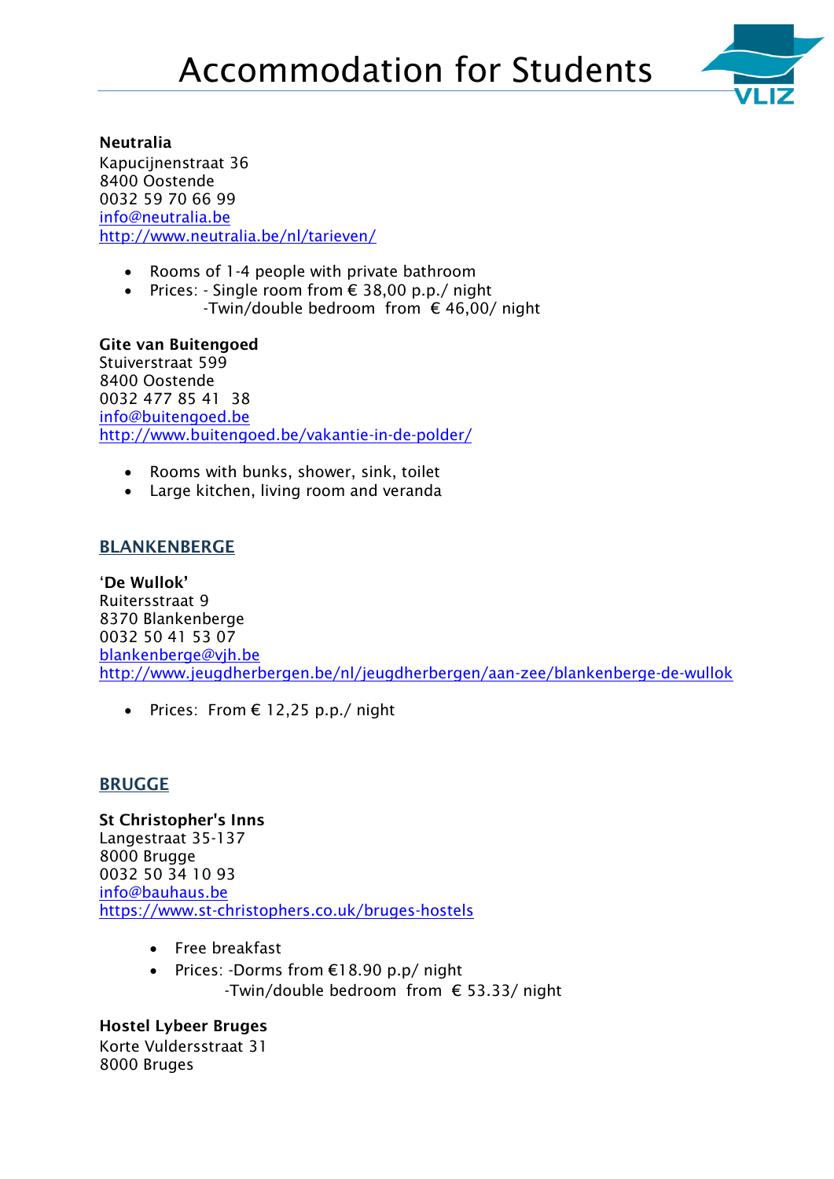# Accommodation for Students

**Neutralia**
Kapucijnenstraat 36
8400 Oostende
0032 59 70 66 99
info@neutralia.be
http://www.neutralia.be/nl/tarieven/

- Rooms of 1-4 people with private bathroom
- Prices: - Single room from € 38,00 p.p./ night
  -Twin/double bedroom from € 46,00/ night

**Gite van Buitengoed**
Stuiverstraat 599
8400 Oostende
0032 477 85 41 38
info@buitengoed.be
http://www.buitengoed.be/vakantie-in-de-polder/

- Rooms with bunks, shower, sink, toilet
- Large kitchen, living room and veranda

## BLANKENBERGE

**'De Wullok'**
Ruitersstraat 9
8370 Blankenberge
0032 50 41 53 07
blankenberge@vjh.be
http://www.jeugdherbergen.be/nl/jeugdherbergen/aan-zee/blankenberge-de-wullok

- Prices: From € 12,25 p.p./ night

## BRUGGE

**St Christopher's Inns**
Langestraat 35-137
8000 Brugge
0032 50 34 10 93
info@bauhaus.be
https://www.st-christophers.co.uk/bruges-hostels

- Free breakfast
- Prices: -Dorms from €18.90 p.p/ night
  -Twin/double bedroom from € 53.33/ night

**Hostel Lybeer Bruges**
Korte Vuldersstraat 31
8000 Bruges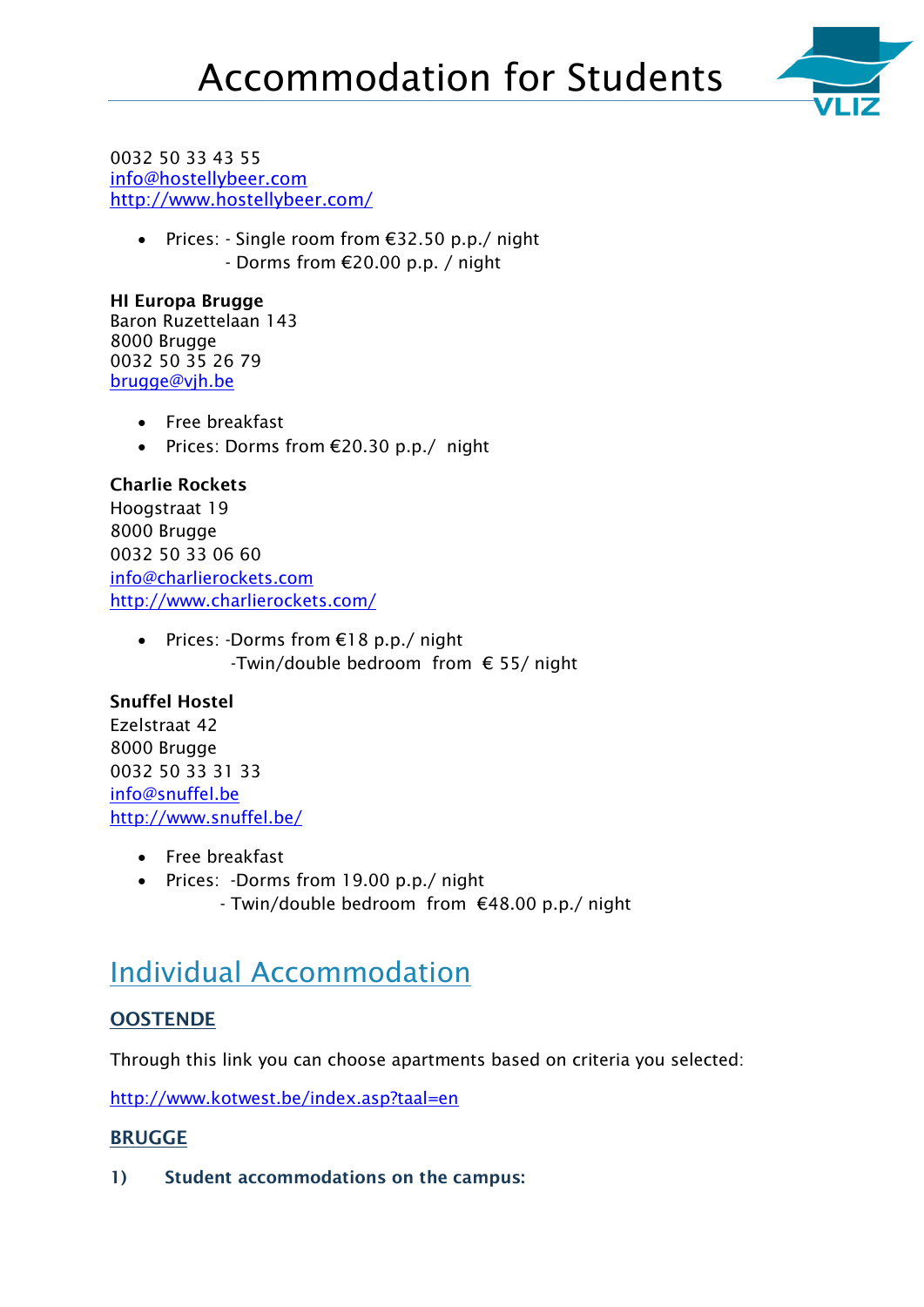0032 50 33 43 55
info@hostellybeer.com
http://www.hostellybeer.com/

- Prices: - Single room from €32.50 p.p./ night
  - Dorms from €20.00 p.p. / night

**HI Europa Brugge**
Baron Ruzettelaan 143
8000 Brugge
0032 50 35 26 79
brugge@vjh.be

- Free breakfast
- Prices: Dorms from €20.30 p.p./ night

**Charlie Rockets**
Hoogstraat 19
8000 Brugge
0032 50 33 06 60
info@charlierockets.com
http://www.charlierockets.com/

- Prices: -Dorms from €18 p.p./ night
  -Twin/double bedroom from € 55/ night

**Snuffel Hostel**
Ezelstraat 42
8000 Brugge
0032 50 33 31 33
info@snuffel.be
http://www.snuffel.be/

- Free breakfast
- Prices: -Dorms from 19.00 p.p./ night
  - Twin/double bedroom from €48.00 p.p./ night

# Individual Accommodation

## OOSTENDE

Through this link you can choose apartments based on criteria you selected:

http://www.kotwest.be/index.asp?taal=en

## BRUGGE

**1) Student accommodations on the campus:**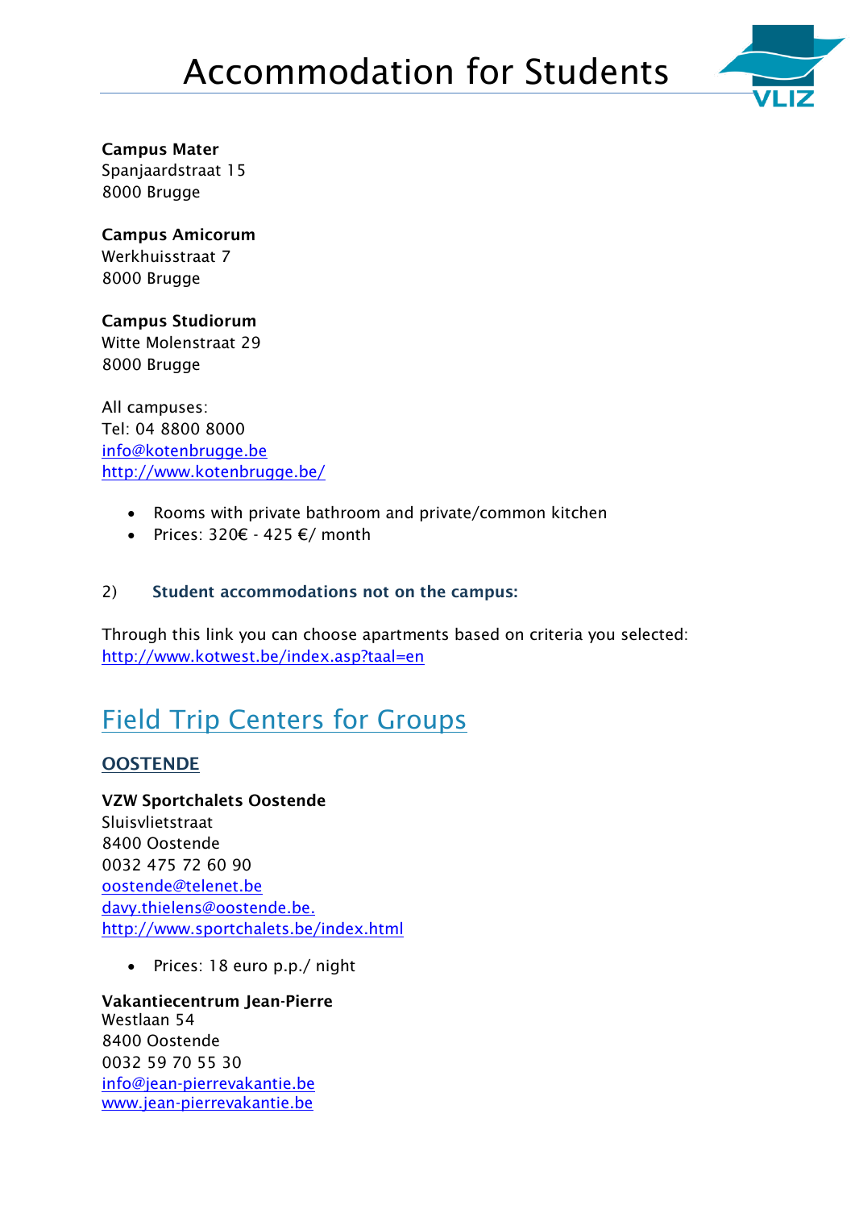# Accommodation for Students

**Campus Mater**
Spanjaardstraat 15
8000 Brugge

**Campus Amicorum**
Werkhuisstraat 7
8000 Brugge

**Campus Studiorum**
Witte Molenstraat 29
8000 Brugge

All campuses:
Tel: 04 8800 8000
info@kotenbrugge.be
http://www.kotenbrugge.be/

- Rooms with private bathroom and private/common kitchen
- Prices: 320€ - 425 €/ month

2) **Student accommodations not on the campus:**

Through this link you can choose apartments based on criteria you selected:
http://www.kotwest.be/index.asp?taal=en

## Field Trip Centers for Groups

### OOSTENDE

**VZW Sportchalets Oostende**
Sluisvlietstraat
8400 Oostende
0032 475 72 60 90
oostende@telenet.be
davy.thielens@oostende.be.
http://www.sportchalets.be/index.html

- Prices: 18 euro p.p./ night

**Vakantiecentrum Jean-Pierre**
Westlaan 54
8400 Oostende
0032 59 70 55 30
info@jean-pierrevakantie.be
www.jean-pierrevakantie.be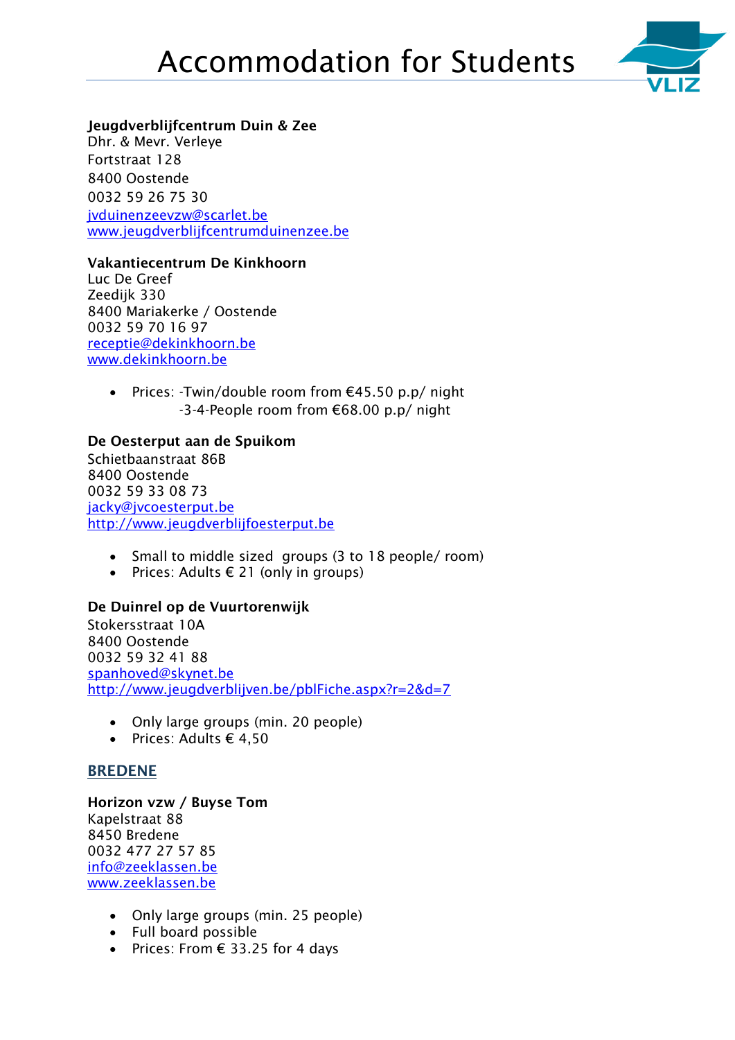# Accommodation for Students

**Jeugdverblijfcentrum Duin & Zee**
Dhr. & Mevr. Verleye
Fortstraat 128
8400 Oostende
0032 59 26 75 30
jvduinenzeevzw@scarlet.be
www.jeugdverblijfcentrumduinenzee.be

**Vakantiecentrum De Kinkhoorn**
Luc De Greef
Zeedijk 330
8400 Mariakerke / Oostende
0032 59 70 16 97
receptie@dekinkhoorn.be
www.dekinkhoorn.be

- Prices: -Twin/double room from €45.50 p.p/ night
  -3-4-People room from €68.00 p.p/ night

**De Oesterput aan de Spuikom**
Schietbaanstraat 86B
8400 Oostende
0032 59 33 08 73
jacky@jvcoesterput.be
http://www.jeugdverblijfoesterput.be

- Small to middle sized groups (3 to 18 people/ room)
- Prices: Adults € 21 (only in groups)

**De Duinrel op de Vuurtorenwijk**
Stokersstraat 10A
8400 Oostende
0032 59 32 41 88
spanhoved@skynet.be
http://www.jeugdverblijven.be/pblFiche.aspx?r=2&d=7

- Only large groups (min. 20 people)
- Prices: Adults € 4,50

## BREDENE

**Horizon vzw / Buyse Tom**
Kapelstraat 88
8450 Bredene
0032 477 27 57 85
info@zeeklassen.be
www.zeeklassen.be

- Only large groups (min. 25 people)
- Full board possible
- Prices: From € 33.25 for 4 days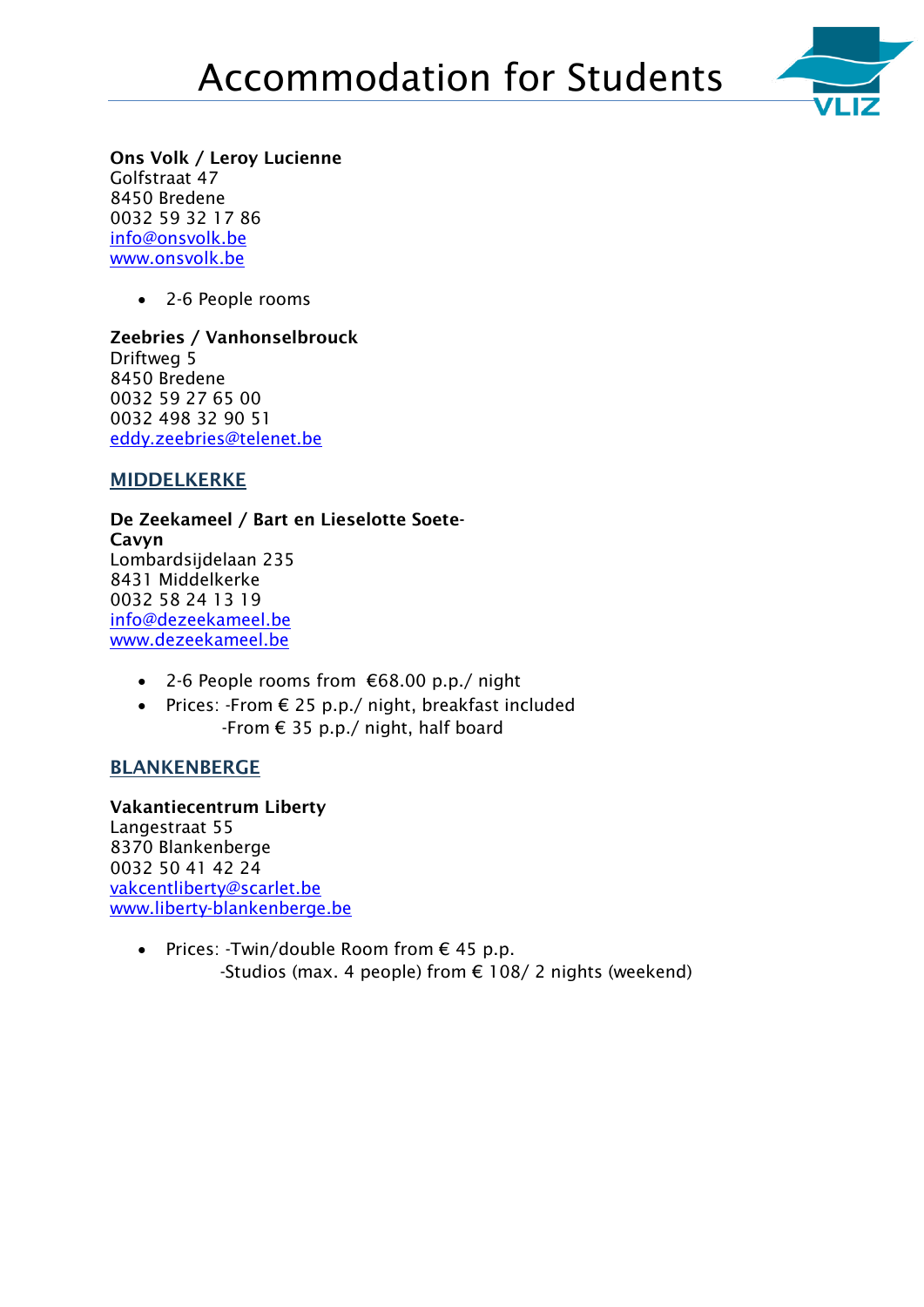# Accommodation for Students

**Ons Volk / Leroy Lucienne**
Golfstraat 47
8450 Bredene
0032 59 32 17 86
info@onsvolk.be
www.onsvolk.be

- 2-6 People rooms

**Zeebries / Vanhonselbrouck**
Driftweg 5
8450 Bredene
0032 59 27 65 00
0032 498 32 90 51
eddy.zeebries@telenet.be

## MIDDELKERKE

**De Zeekameel / Bart en Lieselotte Soete-Cavyn**
Lombardsijdelaan 235
8431 Middelkerke
0032 58 24 13 19
info@dezeekameel.be
www.dezeekameel.be

- 2-6 People rooms from €68.00 p.p./ night
- Prices: -From € 25 p.p./ night, breakfast included
  -From € 35 p.p./ night, half board

## BLANKENBERGE

**Vakantiecentrum Liberty**
Langestraat 55
8370 Blankenberge
0032 50 41 42 24
vakcentliberty@scarlet.be
www.liberty-blankenberge.be

- Prices: -Twin/double Room from € 45 p.p.
  -Studios (max. 4 people) from € 108/ 2 nights (weekend)